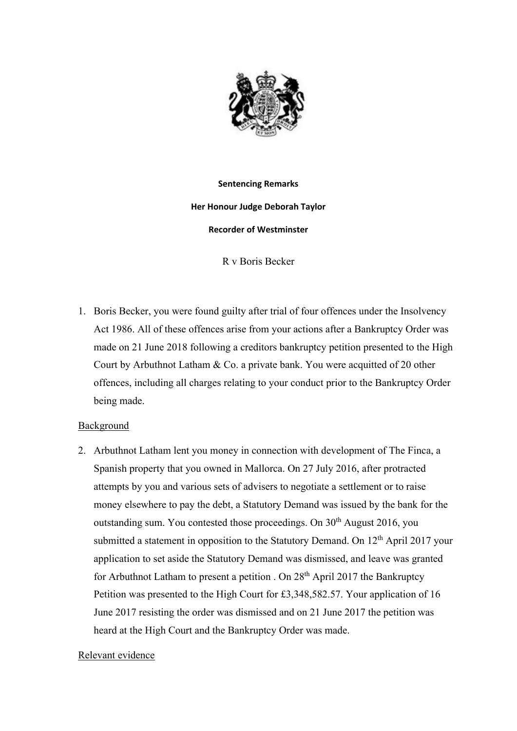**Sentencing Remarks**

**Her Honour Judge Deborah Taylor**

**Recorder of Westminster**

R v Boris Becker

1. Boris Becker, you were found guilty after trial of four offences under the Insolvency Act 1986. All of these offences arise from your actions after a Bankruptcy Order was made on 21 June 2018 following a creditors bankruptcy petition presented to the High Court by Arbuthnot Latham & Co. a private bank. You were acquitted of 20 other offences, including all charges relating to your conduct prior to the Bankruptcy Order being made.

## Background

2. Arbuthnot Latham lent you money in connection with development of The Finca, a Spanish property that you owned in Mallorca. On 27 July 2016, after protracted attempts by you and various sets of advisers to negotiate a settlement or to raise money elsewhere to pay the debt, a Statutory Demand was issued by the bank for the outstanding sum. You contested those proceedings. On 30th August 2016, you submitted a statement in opposition to the Statutory Demand. On 12th April 2017 your application to set aside the Statutory Demand was dismissed, and leave was granted for Arbuthnot Latham to present a petition . On 28th April 2017 the Bankruptcy Petition was presented to the High Court for £3,348,582.57. Your application of 16 June 2017 resisting the order was dismissed and on 21 June 2017 the petition was heard at the High Court and the Bankruptcy Order was made.

## Relevant evidence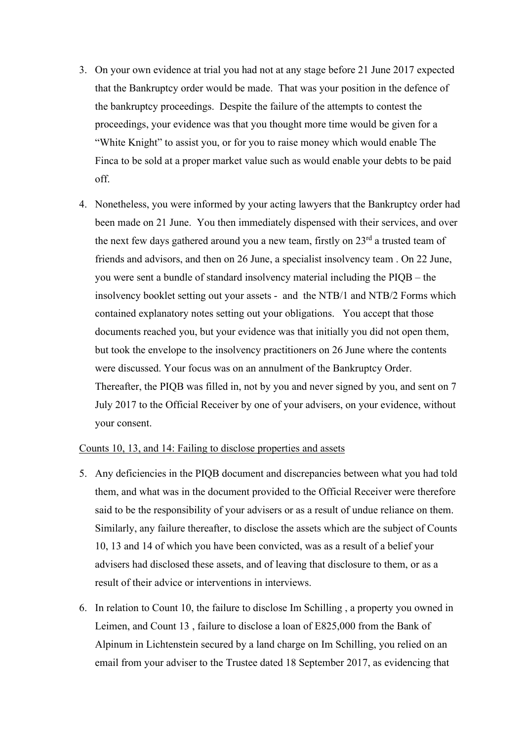3. On your own evidence at trial you had not at any stage before 21 June 2017 expected that the Bankruptcy order would be made. That was your position in the defence of the bankruptcy proceedings. Despite the failure of the attempts to contest the proceedings, your evidence was that you thought more time would be given for a "White Knight" to assist you, or for you to raise money which would enable The Finca to be sold at a proper market value such as would enable your debts to be paid off.

4. Nonetheless, you were informed by your acting lawyers that the Bankruptcy order had been made on 21 June. You then immediately dispensed with their services, and over the next few days gathered around you a new team, firstly on 23rd a trusted team of friends and advisors, and then on 26 June, a specialist insolvency team . On 22 June, you were sent a bundle of standard insolvency material including the PIQB – the insolvency booklet setting out your assets - and the NTB/1 and NTB/2 Forms which contained explanatory notes setting out your obligations. You accept that those documents reached you, but your evidence was that initially you did not open them, but took the envelope to the insolvency practitioners on 26 June where the contents were discussed. Your focus was on an annulment of the Bankruptcy Order. Thereafter, the PIQB was filled in, not by you and never signed by you, and sent on 7 July 2017 to the Official Receiver by one of your advisers, on your evidence, without your consent.

<u>Counts 10, 13, and 14: Failing to disclose properties and assets</u>

5. Any deficiencies in the PIQB document and discrepancies between what you had told them, and what was in the document provided to the Official Receiver were therefore said to be the responsibility of your advisers or as a result of undue reliance on them. Similarly, any failure thereafter, to disclose the assets which are the subject of Counts 10, 13 and 14 of which you have been convicted, was as a result of a belief your advisers had disclosed these assets, and of leaving that disclosure to them, or as a result of their advice or interventions in interviews.

6. In relation to Count 10, the failure to disclose Im Schilling , a property you owned in Leimen, and Count 13 , failure to disclose a loan of E825,000 from the Bank of Alpinum in Lichtenstein secured by a land charge on Im Schilling, you relied on an email from your adviser to the Trustee dated 18 September 2017, as evidencing that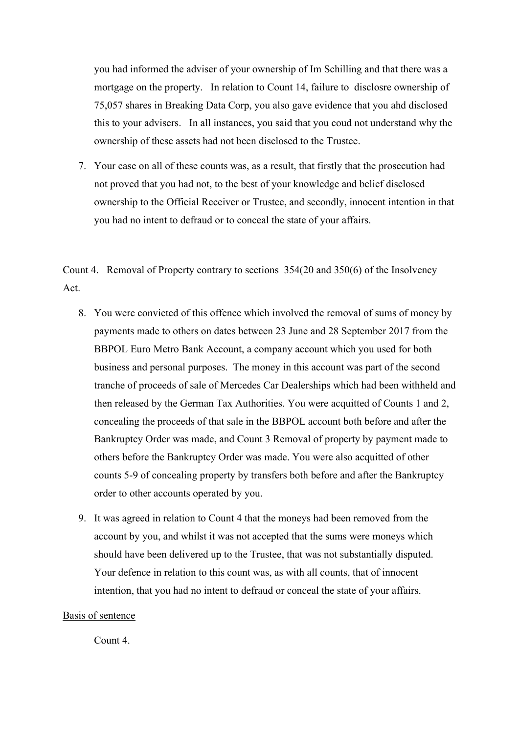you had informed the adviser of your ownership of Im Schilling and that there was a mortgage on the property. In relation to Count 14, failure to disclosre ownership of 75,057 shares in Breaking Data Corp, you also gave evidence that you ahd disclosed this to your advisers. In all instances, you said that you coud not understand why the ownership of these assets had not been disclosed to the Trustee.

7. Your case on all of these counts was, as a result, that firstly that the prosecution had not proved that you had not, to the best of your knowledge and belief disclosed ownership to the Official Receiver or Trustee, and secondly, innocent intention in that you had no intent to defraud or to conceal the state of your affairs.

Count 4. Removal of Property contrary to sections 354(20 and 350(6) of the Insolvency Act.

8. You were convicted of this offence which involved the removal of sums of money by payments made to others on dates between 23 June and 28 September 2017 from the BBPOL Euro Metro Bank Account, a company account which you used for both business and personal purposes. The money in this account was part of the second tranche of proceeds of sale of Mercedes Car Dealerships which had been withheld and then released by the German Tax Authorities. You were acquitted of Counts 1 and 2, concealing the proceeds of that sale in the BBPOL account both before and after the Bankruptcy Order was made, and Count 3 Removal of property by payment made to others before the Bankruptcy Order was made. You were also acquitted of other counts 5-9 of concealing property by transfers both before and after the Bankruptcy order to other accounts operated by you.

9. It was agreed in relation to Count 4 that the moneys had been removed from the account by you, and whilst it was not accepted that the sums were moneys which should have been delivered up to the Trustee, that was not substantially disputed. Your defence in relation to this count was, as with all counts, that of innocent intention, that you had no intent to defraud or conceal the state of your affairs.

<u>Basis of sentence</u>

Count 4.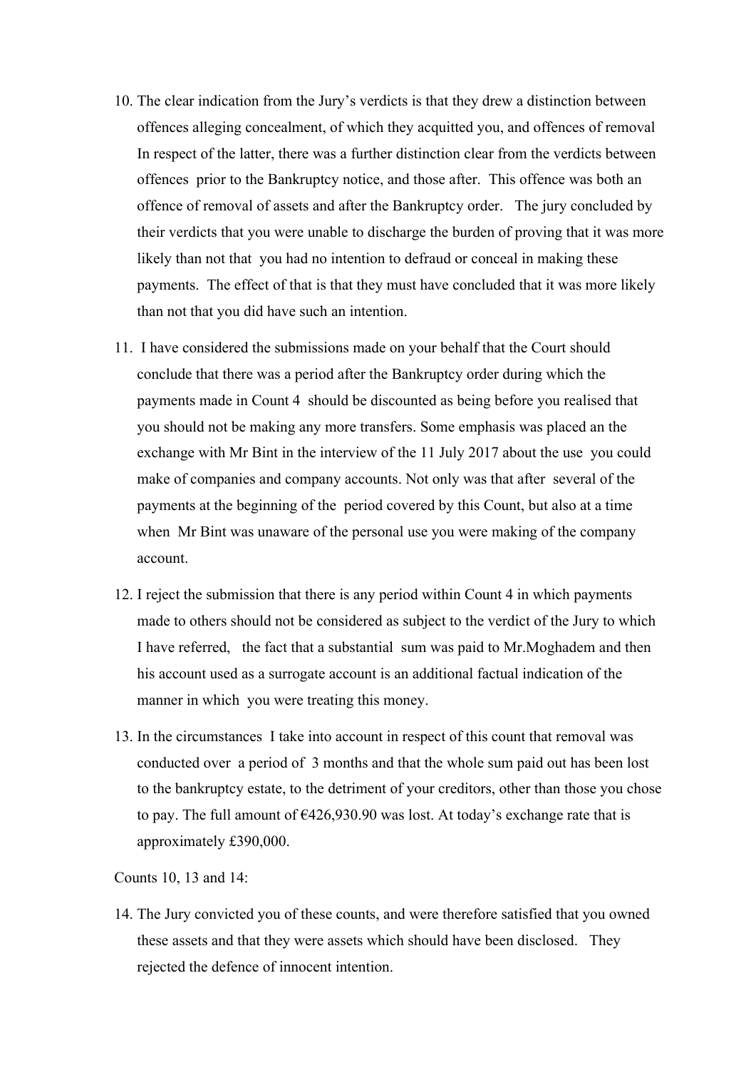10. The clear indication from the Jury's verdicts is that they drew a distinction between offences alleging concealment, of which they acquitted you, and offences of removal In respect of the latter, there was a further distinction clear from the verdicts between offences prior to the Bankruptcy notice, and those after. This offence was both an offence of removal of assets and after the Bankruptcy order. The jury concluded by their verdicts that you were unable to discharge the burden of proving that it was more likely than not that you had no intention to defraud or conceal in making these payments. The effect of that is that they must have concluded that it was more likely than not that you did have such an intention.

11. I have considered the submissions made on your behalf that the Court should conclude that there was a period after the Bankruptcy order during which the payments made in Count 4 should be discounted as being before you realised that you should not be making any more transfers. Some emphasis was placed an the exchange with Mr Bint in the interview of the 11 July 2017 about the use you could make of companies and company accounts. Not only was that after several of the payments at the beginning of the period covered by this Count, but also at a time when Mr Bint was unaware of the personal use you were making of the company account.

12. I reject the submission that there is any period within Count 4 in which payments made to others should not be considered as subject to the verdict of the Jury to which I have referred, the fact that a substantial sum was paid to Mr.Moghadem and then his account used as a surrogate account is an additional factual indication of the manner in which you were treating this money.

13. In the circumstances I take into account in respect of this count that removal was conducted over a period of 3 months and that the whole sum paid out has been lost to the bankruptcy estate, to the detriment of your creditors, other than those you chose to pay. The full amount of €426,930.90 was lost. At today's exchange rate that is approximately £390,000.

Counts 10, 13 and 14:

14. The Jury convicted you of these counts, and were therefore satisfied that you owned these assets and that they were assets which should have been disclosed. They rejected the defence of innocent intention.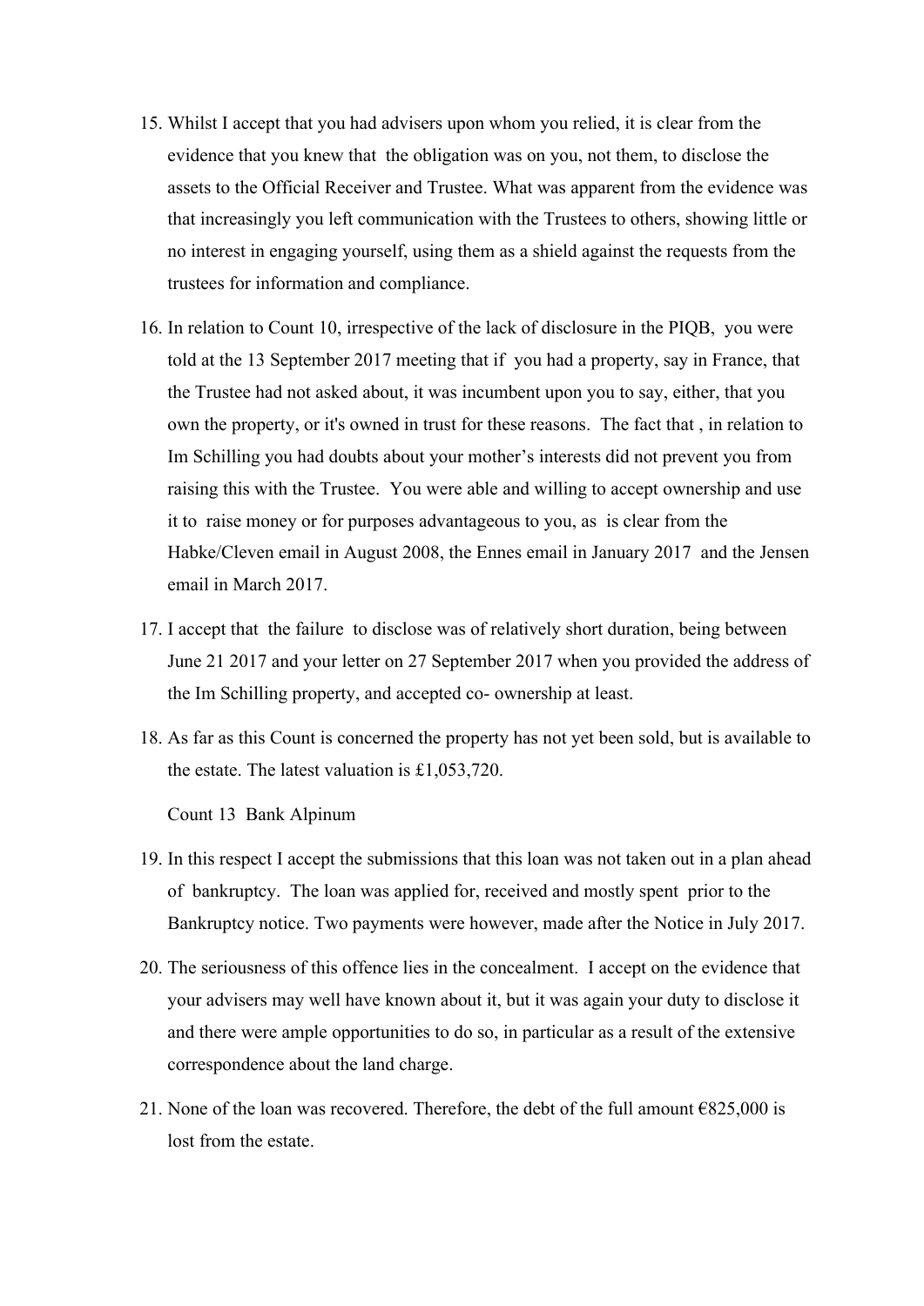15. Whilst I accept that you had advisers upon whom you relied, it is clear from the evidence that you knew that the obligation was on you, not them, to disclose the assets to the Official Receiver and Trustee. What was apparent from the evidence was that increasingly you left communication with the Trustees to others, showing little or no interest in engaging yourself, using them as a shield against the requests from the trustees for information and compliance.

16. In relation to Count 10, irrespective of the lack of disclosure in the PIQB, you were told at the 13 September 2017 meeting that if you had a property, say in France, that the Trustee had not asked about, it was incumbent upon you to say, either, that you own the property, or it's owned in trust for these reasons. The fact that , in relation to Im Schilling you had doubts about your mother's interests did not prevent you from raising this with the Trustee. You were able and willing to accept ownership and use it to raise money or for purposes advantageous to you, as is clear from the Habke/Cleven email in August 2008, the Ennes email in January 2017 and the Jensen email in March 2017.

17. I accept that the failure to disclose was of relatively short duration, being between June 21 2017 and your letter on 27 September 2017 when you provided the address of the Im Schilling property, and accepted co- ownership at least.

18. As far as this Count is concerned the property has not yet been sold, but is available to the estate. The latest valuation is £1,053,720.

Count 13 Bank Alpinum

19. In this respect I accept the submissions that this loan was not taken out in a plan ahead of bankruptcy. The loan was applied for, received and mostly spent prior to the Bankruptcy notice. Two payments were however, made after the Notice in July 2017.

20. The seriousness of this offence lies in the concealment. I accept on the evidence that your advisers may well have known about it, but it was again your duty to disclose it and there were ample opportunities to do so, in particular as a result of the extensive correspondence about the land charge.

21. None of the loan was recovered. Therefore, the debt of the full amount €825,000 is lost from the estate.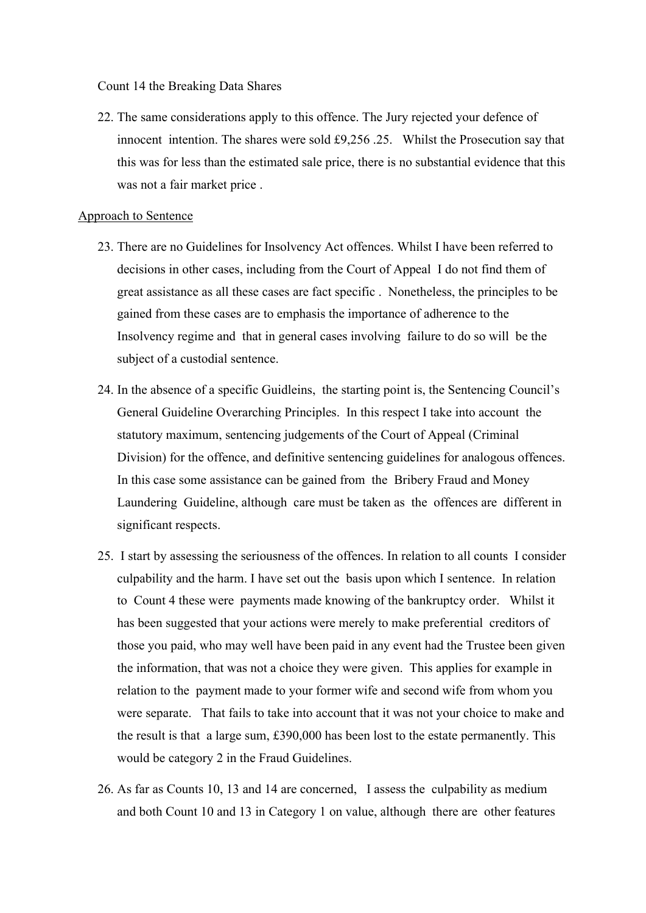Count 14 the Breaking Data Shares

22. The same considerations apply to this offence. The Jury rejected your defence of innocent intention. The shares were sold £9,256 .25. Whilst the Prosecution say that this was for less than the estimated sale price, there is no substantial evidence that this was not a fair market price .

Approach to Sentence

23. There are no Guidelines for Insolvency Act offences. Whilst I have been referred to decisions in other cases, including from the Court of Appeal I do not find them of great assistance as all these cases are fact specific . Nonetheless, the principles to be gained from these cases are to emphasis the importance of adherence to the Insolvency regime and that in general cases involving failure to do so will be the subject of a custodial sentence.

24. In the absence of a specific Guidleins, the starting point is, the Sentencing Council's General Guideline Overarching Principles. In this respect I take into account the statutory maximum, sentencing judgements of the Court of Appeal (Criminal Division) for the offence, and definitive sentencing guidelines for analogous offences. In this case some assistance can be gained from the Bribery Fraud and Money Laundering Guideline, although care must be taken as the offences are different in significant respects.

25. I start by assessing the seriousness of the offences. In relation to all counts I consider culpability and the harm. I have set out the basis upon which I sentence. In relation to Count 4 these were payments made knowing of the bankruptcy order. Whilst it has been suggested that your actions were merely to make preferential creditors of those you paid, who may well have been paid in any event had the Trustee been given the information, that was not a choice they were given. This applies for example in relation to the payment made to your former wife and second wife from whom you were separate. That fails to take into account that it was not your choice to make and the result is that a large sum, £390,000 has been lost to the estate permanently. This would be category 2 in the Fraud Guidelines.

26. As far as Counts 10, 13 and 14 are concerned, I assess the culpability as medium and both Count 10 and 13 in Category 1 on value, although there are other features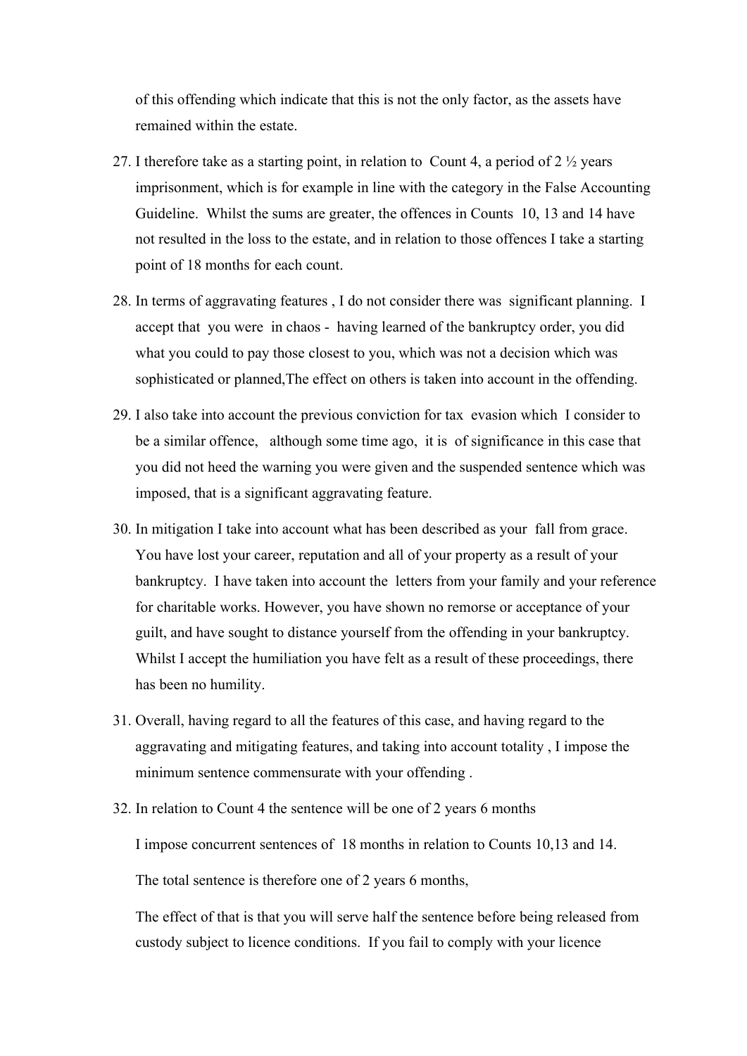of this offending which indicate that this is not the only factor, as the assets have remained within the estate.

27. I therefore take as a starting point, in relation to Count 4, a period of 2 ½ years imprisonment, which is for example in line with the category in the False Accounting Guideline. Whilst the sums are greater, the offences in Counts 10, 13 and 14 have not resulted in the loss to the estate, and in relation to those offences I take a starting point of 18 months for each count.

28. In terms of aggravating features , I do not consider there was significant planning. I accept that you were in chaos - having learned of the bankruptcy order, you did what you could to pay those closest to you, which was not a decision which was sophisticated or planned,The effect on others is taken into account in the offending.

29. I also take into account the previous conviction for tax evasion which I consider to be a similar offence, although some time ago, it is of significance in this case that you did not heed the warning you were given and the suspended sentence which was imposed, that is a significant aggravating feature.

30. In mitigation I take into account what has been described as your fall from grace. You have lost your career, reputation and all of your property as a result of your bankruptcy. I have taken into account the letters from your family and your reference for charitable works. However, you have shown no remorse or acceptance of your guilt, and have sought to distance yourself from the offending in your bankruptcy. Whilst I accept the humiliation you have felt as a result of these proceedings, there has been no humility.

31. Overall, having regard to all the features of this case, and having regard to the aggravating and mitigating features, and taking into account totality , I impose the minimum sentence commensurate with your offending .

32. In relation to Count 4 the sentence will be one of 2 years 6 months

    I impose concurrent sentences of 18 months in relation to Counts 10,13 and 14.

    The total sentence is therefore one of 2 years 6 months,

    The effect of that is that you will serve half the sentence before being released from custody subject to licence conditions. If you fail to comply with your licence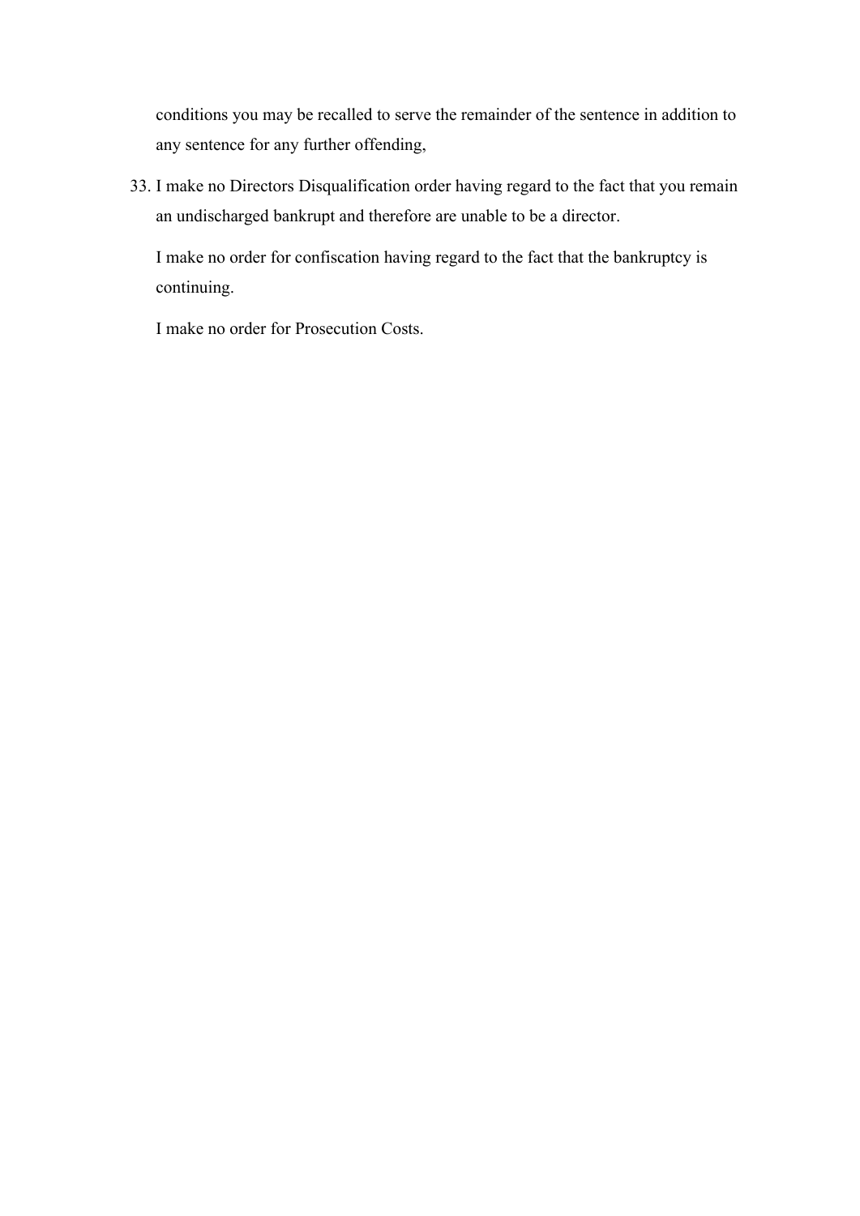conditions you may be recalled to serve the remainder of the sentence in addition to any sentence for any further offending,

33. I make no Directors Disqualification order having regard to the fact that you remain an undischarged bankrupt and therefore are unable to be a director.

    I make no order for confiscation having regard to the fact that the bankruptcy is continuing.

    I make no order for Prosecution Costs.